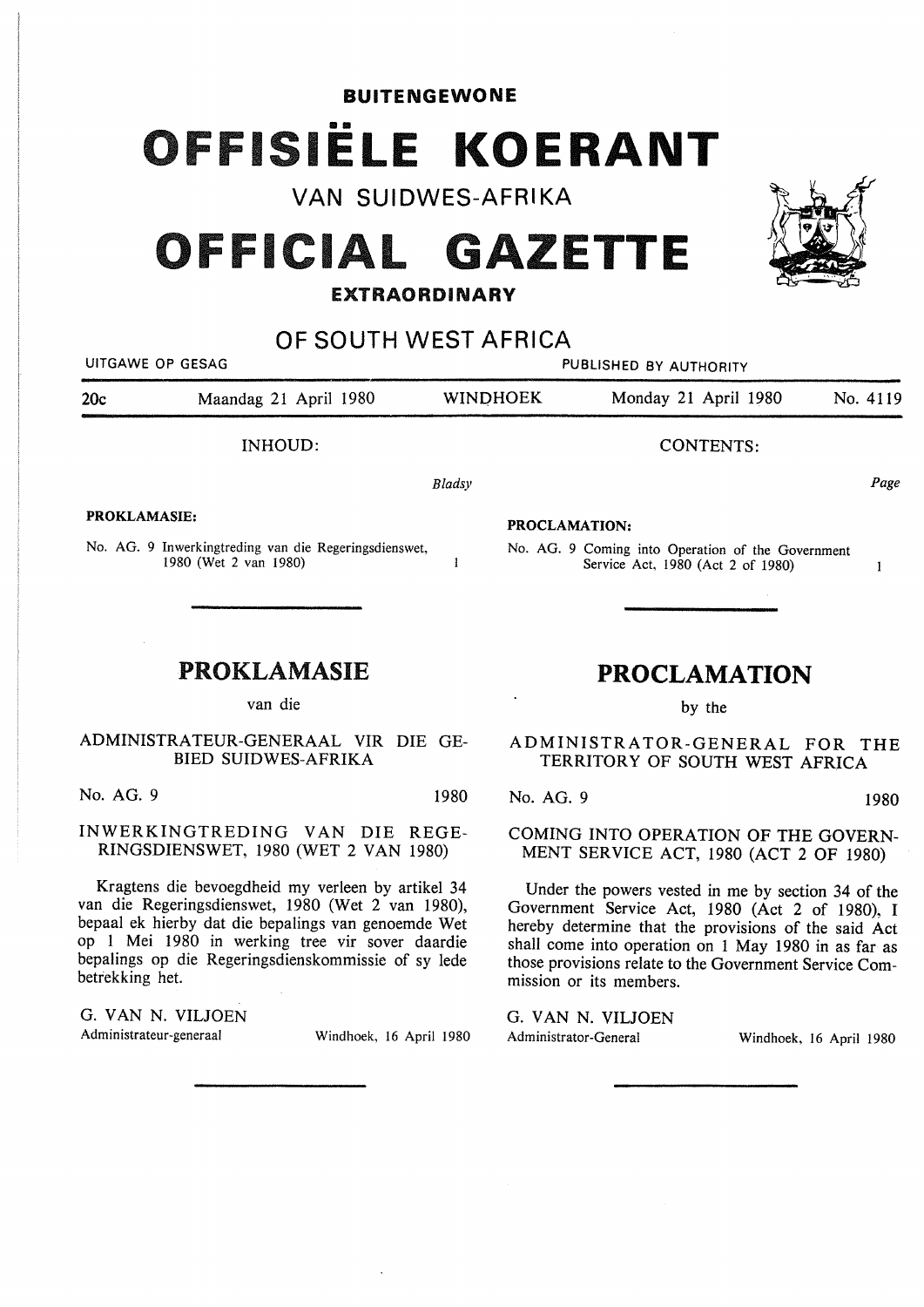# BUITENGEWONE

# OFFISIËLE KOERANT

## VAN SUIDWES-AFRIKA

# OFFICIAL GAZETTE

## EXTRAORDINARY

## OF SOUTH WEST AFRICA

UITGAWE OP GESAG — PUBLISHED BY AUTHORITY

| 20c | Maandag 21 April 1980 | WINDHOEK | Monday 21 April 1980 | No. 4119 |
|---|---|---|---|---|

INHOUD:

| | Bladsy |
|---|---|
| **PROKLAMASIE:** | |
| No. AG. 9 Inwerkingtreding van die Regeringsdienswet, 1980 (Wet 2 van 1980) | 1 |

CONTENTS:

| | Page |
|---|---|
| **PROCLAMATION:** | |
| No. AG. 9 Coming into Operation of the Government Service Act, 1980 (Act 2 of 1980) | 1 |

# PROKLAMASIE

van die

ADMINISTRATEUR-GENERAAL VIR DIE GEBIED SUIDWES-AFRIKA

No. AG. 9 1980

INWERKINGTREDING VAN DIE REGERINGSDIENSWET, 1980 (WET 2 VAN 1980)

Kragtens die bevoegdheid my verleen by artikel 34 van die Regeringsdienswet, 1980 (Wet 2 van 1980), bepaal ek hierby dat die bepalings van genoemde Wet op 1 Mei 1980 in werking tree vir sover daardie bepalings op die Regeringsdienskommissie of sy lede betrekking het.

G. VAN N. VILJOEN
Administrateur-generaal — Windhoek, 16 April 1980

# PROCLAMATION

by the

ADMINISTRATOR-GENERAL FOR THE TERRITORY OF SOUTH WEST AFRICA

No. AG. 9 1980

COMING INTO OPERATION OF THE GOVERNMENT SERVICE ACT, 1980 (ACT 2 OF 1980)

Under the powers vested in me by section 34 of the Government Service Act, 1980 (Act 2 of 1980), I hereby determine that the provisions of the said Act shall come into operation on 1 May 1980 in as far as those provisions relate to the Government Service Commission or its members.

G. VAN N. VILJOEN
Administrator-General — Windhoek, 16 April 1980